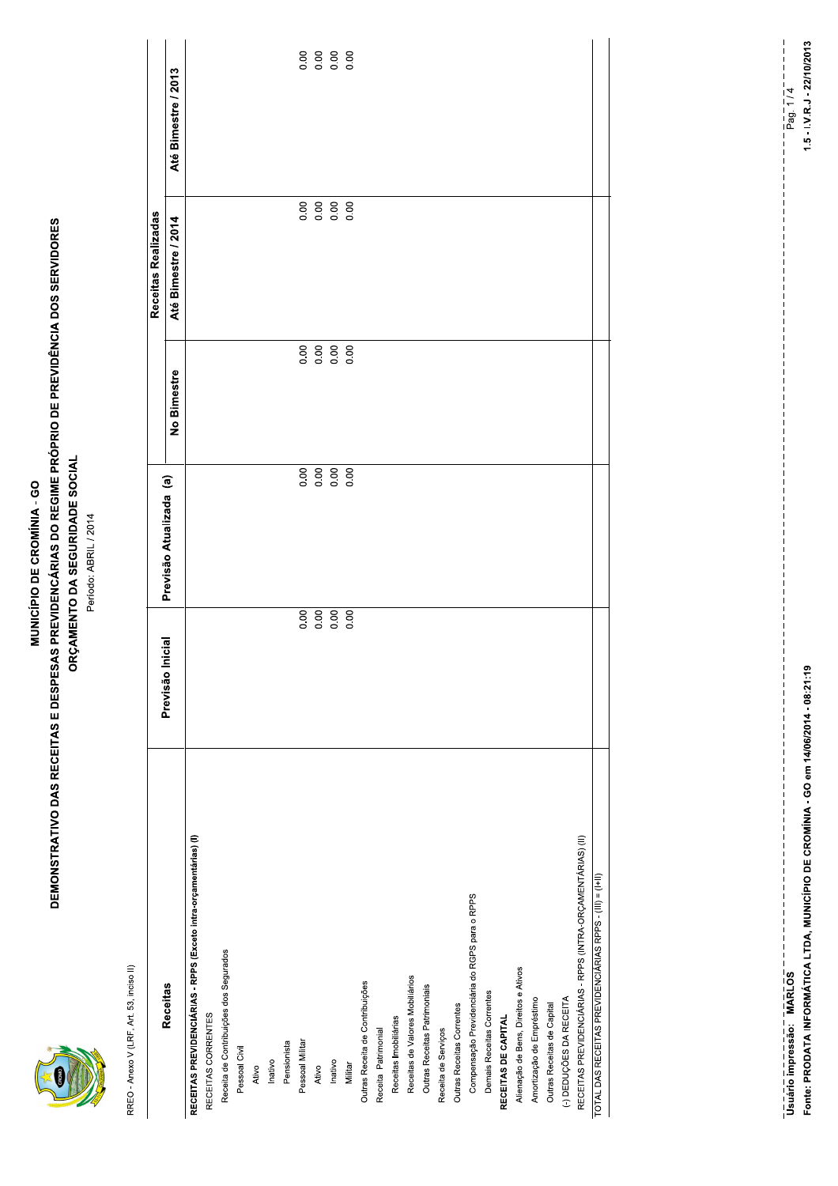# MUNICÍPIO DE CROMÍNIA - GO

## DEMONSTRATIVO DAS RECEITAS E DESPESAS PREVIDENCIÁRIAS DO REGIME PRÓPRIO DE PREVIDÊNCIA DOS SERVIDORES

## ORÇAMENTO DA SEGURIDADE SOCIAL

Período: ABRIL / 2014

RREO - Anexo V (LRF, Art. 53, inciso II)

| Receitas | Previsão Inicial | Previsão Atualizada (a) | Receitas Realizadas | | |
|---|---|---|---|---|---|
| | | | No Bimestre | Até Bimestre / 2014 | Até Bimestre / 2013 |
| **RECEITAS PREVIDENCIÁRIAS - RPPS (Exceto intra-orçamentárias) (I)** | | | | | |
| RECEITAS CORRENTES | | | | | |
| Receita de Contribuições dos Segurados | | | | | |
| Pessoal Civil | | | | | |
| Ativo | | | | | |
| Inativo | | | | | |
| Pensionista | | | | | |
| Pessoal Militar | 0.00 | 0.00 | 0.00 | 0.00 | 0.00 |
| Ativo | 0.00 | 0.00 | 0.00 | 0.00 | 0.00 |
| Inativo | 0.00 | 0.00 | 0.00 | 0.00 | 0.00 |
| Militar | 0.00 | 0.00 | 0.00 | 0.00 | 0.00 |
| Outras Receita de Contribuições | | | | | |
| Receita Patrimonial | | | | | |
| Receitas Imobiliárias | | | | | |
| Receitas de Valores Mobiliários | | | | | |
| Outras Receitas Patrimoniais | | | | | |
| Receita de Serviços | | | | | |
| Outras Receitas Correntes | | | | | |
| Compensação Previdenciária do RGPS para o RPPS | | | | | |
| Demais Receitas Correntes | | | | | |
| **RECEITAS DE CAPITAL** | | | | | |
| Alienação de Bens, Direitos e Ativos | | | | | |
| Amortização de Empréstimo | | | | | |
| Outras Receitas de Capital | | | | | |
| (-) DEDUÇÕES DA RECEITA | | | | | |
| RECEITAS PREVIDENCIÁRIAS - RPPS (INTRA-ORÇAMENTÁRIAS) (II) | | | | | |
| TOTAL DAS RECEITAS PREVIDENCIÁRIAS RPPS - (III) = (I+II) | | | | | |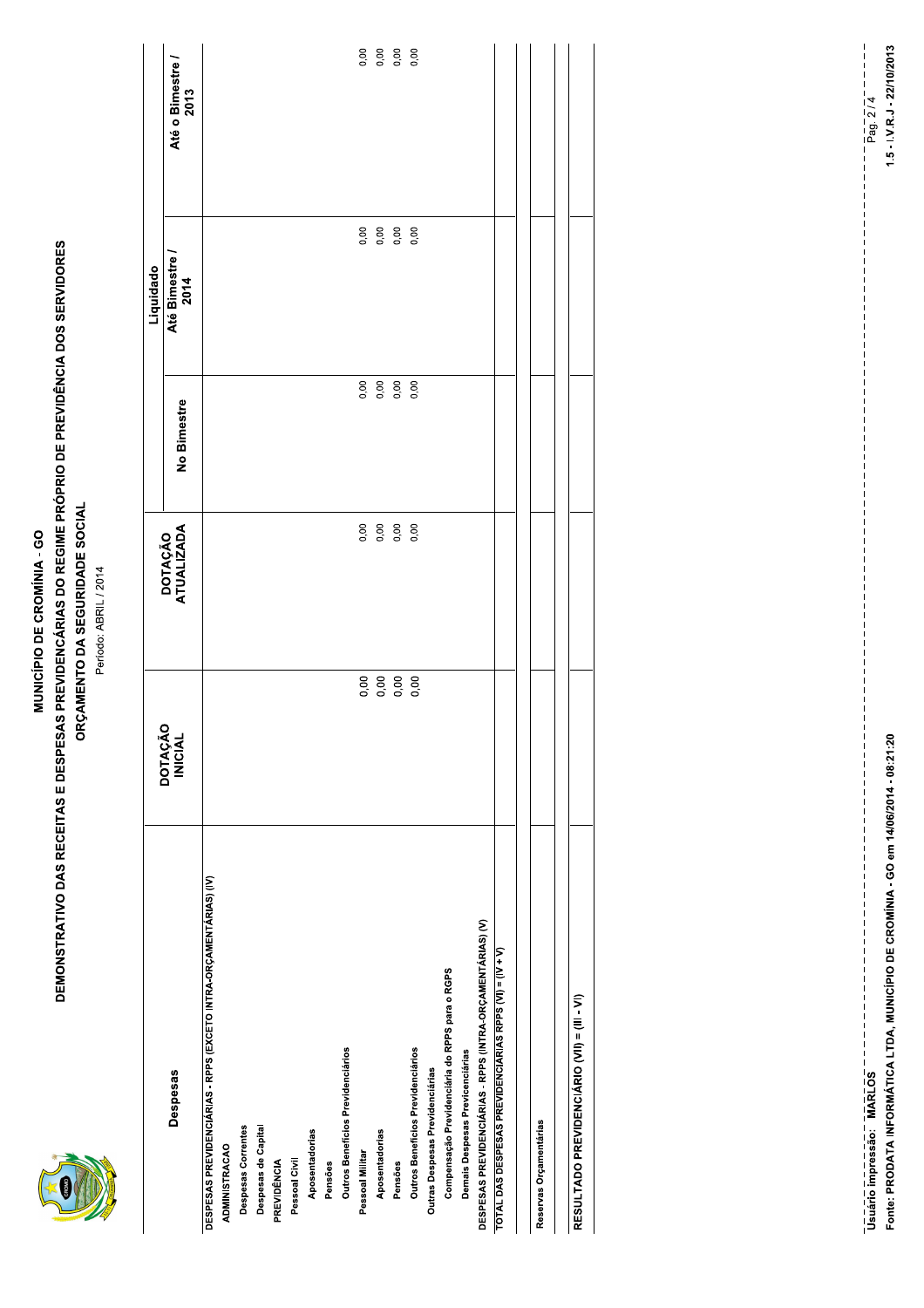# MUNICÍPIO DE CROMÍNIA - GO

## DEMONSTRATIVO DAS RECEITAS E DESPESAS PREVIDENCIÁRIAS DO REGIME PRÓPRIO DE PREVIDÊNCIA DOS SERVIDORES

### ORÇAMENTO DA SEGURIDADE SOCIAL

Período: ABRIL / 2014

| Despesas | DOTAÇÃO INICIAL | DOTAÇÃO ATUALIZADA | Liquidado | | |
|---|---|---|---|---|---|
| | | | No Bimestre | Até o Bimestre / 2014 | Até o Bimestre / 2013 |
| DESPESAS PREVIDENCIÁRIAS - RPPS (EXCETO INTRA-ORÇAMENTÁRIAS) (IV) | | | | | |
| ADMINISTRACAO | | | | | |
| Despesas Correntes | | | | | |
| Despesas de Capital | | | | | |
| PREVIDÊNCIA | | | | | |
| Pessoal Civil | | | | | |
| Aposentadorias | | | | | |
| Pensões | | | | | |
| Outros Benefícios Previdenciários | | | | | |
| Pessoal Militar | 0,00 | 0,00 | 0,00 | 0,00 | 0,00 |
| Aposentadorias | 0,00 | 0,00 | 0,00 | 0,00 | 0,00 |
| Pensões | 0,00 | 0,00 | 0,00 | 0,00 | 0,00 |
| Outros Benefícios Previdenciários | 0,00 | 0,00 | 0,00 | 0,00 | 0,00 |
| Outras Despesas Previdenciárias | | | | | |
| Compensação Previdenciária do RPPS para o RGPS | | | | | |
| Demais Despesas Previcenciárias | | | | | |
| DESPESAS PREVIDENCIÁRIAS - RPPS (INTRA-ORÇAMENTÁRIAS) (V) | | | | | |
| TOTAL DAS DESPESAS PREVIDENCIÁRIAS RPPS (VI) = (IV + V) | | | | | |
| Reservas Orçamentárias | | | | | |
| RESULTADO PREVIDENCIÁRIO (VII) = (III - VI) | | | | | |

Usuário impressão: MARLOS

Fonte: PRODATA INFORMÁTICA LTDA, MUNICÍPIO DE CROMÍNIA - GO em 14/06/2014 - 08:21:20

1.5 - I.V.R.J - 22/10/2013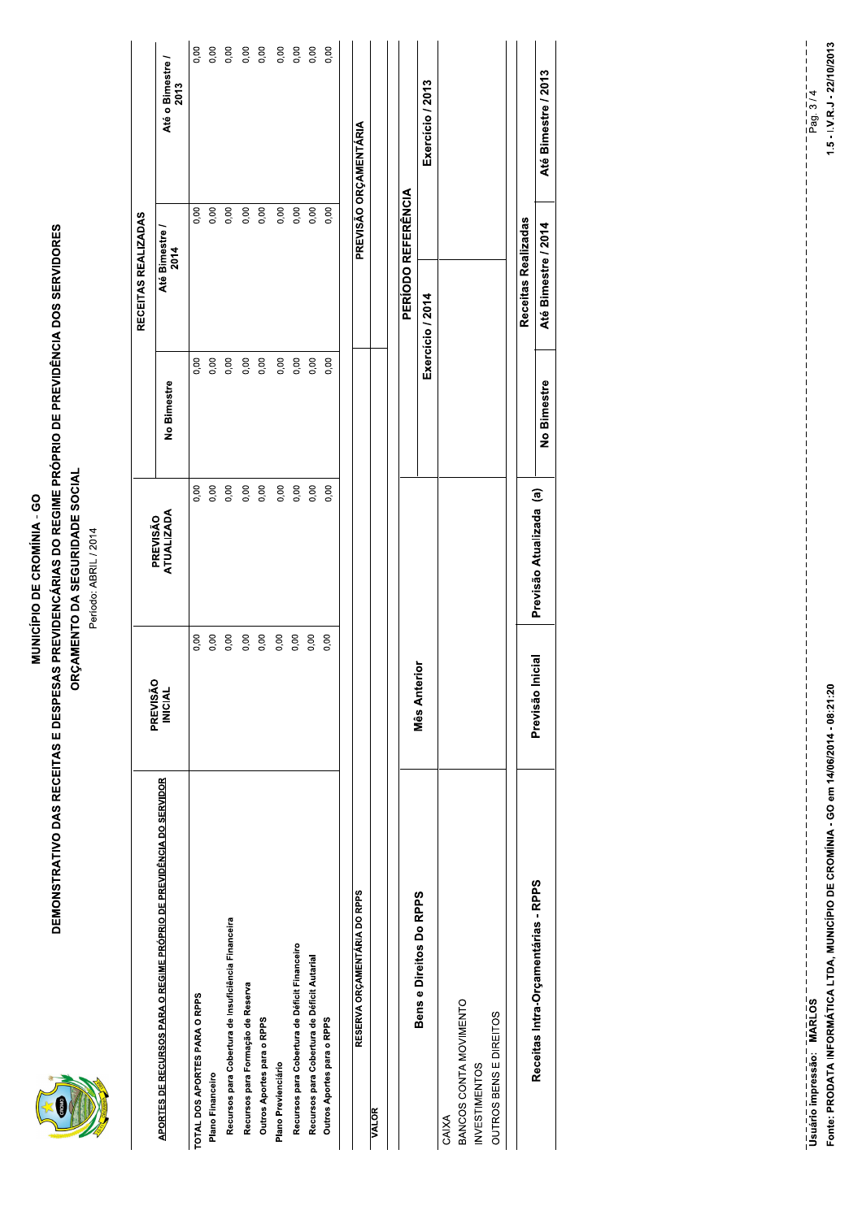# MUNICÍPIO DE CROMÍNIA - GO

## DEMONSTRATIVO DAS RECEITAS E DESPESAS PREVIDENCIÁRIAS DO REGIME PRÓPRIO DE PREVIDÊNCIA DOS SERVIDORES

### ORÇAMENTO DA SEGURIDADE SOCIAL

Período: ABRIL / 2014

| APORTES DE RECURSOS PARA O REGIME PRÓPRIO DE PREVIDÊNCIA DO SERVIDOR | PREVISÃO INICIAL | PREVISÃO ATUALIZADA | RECEITAS REALIZADAS | | |
|---|---|---|---|---|---|
| | | | No Bimestre | Até Bimestre / 2014 | Até o Bimestre / 2013 |
| TOTAL DOS APORTES PARA O RPPS | 0,00 | 0,00 | 0,00 | 0,00 | 0,00 |
| Plano Financeiro | 0,00 | 0,00 | 0,00 | 0,00 | 0,00 |
| Recursos para Cobertura de Insuficiência Financeira | 0,00 | 0,00 | 0,00 | 0,00 | 0,00 |
| Recursos para Formação de Reserva | 0,00 | 0,00 | 0,00 | 0,00 | 0,00 |
| Outros Aportes para o RPPS | 0,00 | 0,00 | 0,00 | 0,00 | 0,00 |
| Plano Previenciário | 0,00 | 0,00 | 0,00 | 0,00 | 0,00 |
| Recursos para Cobertura de Déficit Financeiro | 0,00 | 0,00 | 0,00 | 0,00 | 0,00 |
| Recursos para Cobertura de Déficit Autarial | 0,00 | 0,00 | 0,00 | 0,00 | 0,00 |
| Outros Aportes para o RPPS | 0,00 | 0,00 | 0,00 | 0,00 | 0,00 |

| RESERVA ORÇAMENTÁRIA DO RPPS | PREVISÃO ORÇAMENTÁRIA |
|---|---|
| VALOR | |

| Bens e Direitos Do RPPS | Mês Anterior | PERÍODO REFERÊNCIA | |
|---|---|---|---|
| | | Exercício / 2014 | Exercício / 2013 |
| CAIXA | | | |
| BANCOS CONTA MOVIMENTO | | | |
| INVESTIMENTOS | | | |
| OUTROS BENS E DIREITOS | | | |

| Receitas Intra-Orçamentárias - RPPS | Previsão Inicial | Previsão Atualizada (a) | Receitas Realizadas | | |
|---|---|---|---|---|---|
| | | | No Bimestre | Até Bimestre / 2014 | Até Bimestre / 2013 |

Usuário impressão: MARLOS

Fonte: PRODATA INFORMÁTICA LTDA, MUNICÍPIO DE CROMÍNIA - GO em 14/06/2014 - 08:21:20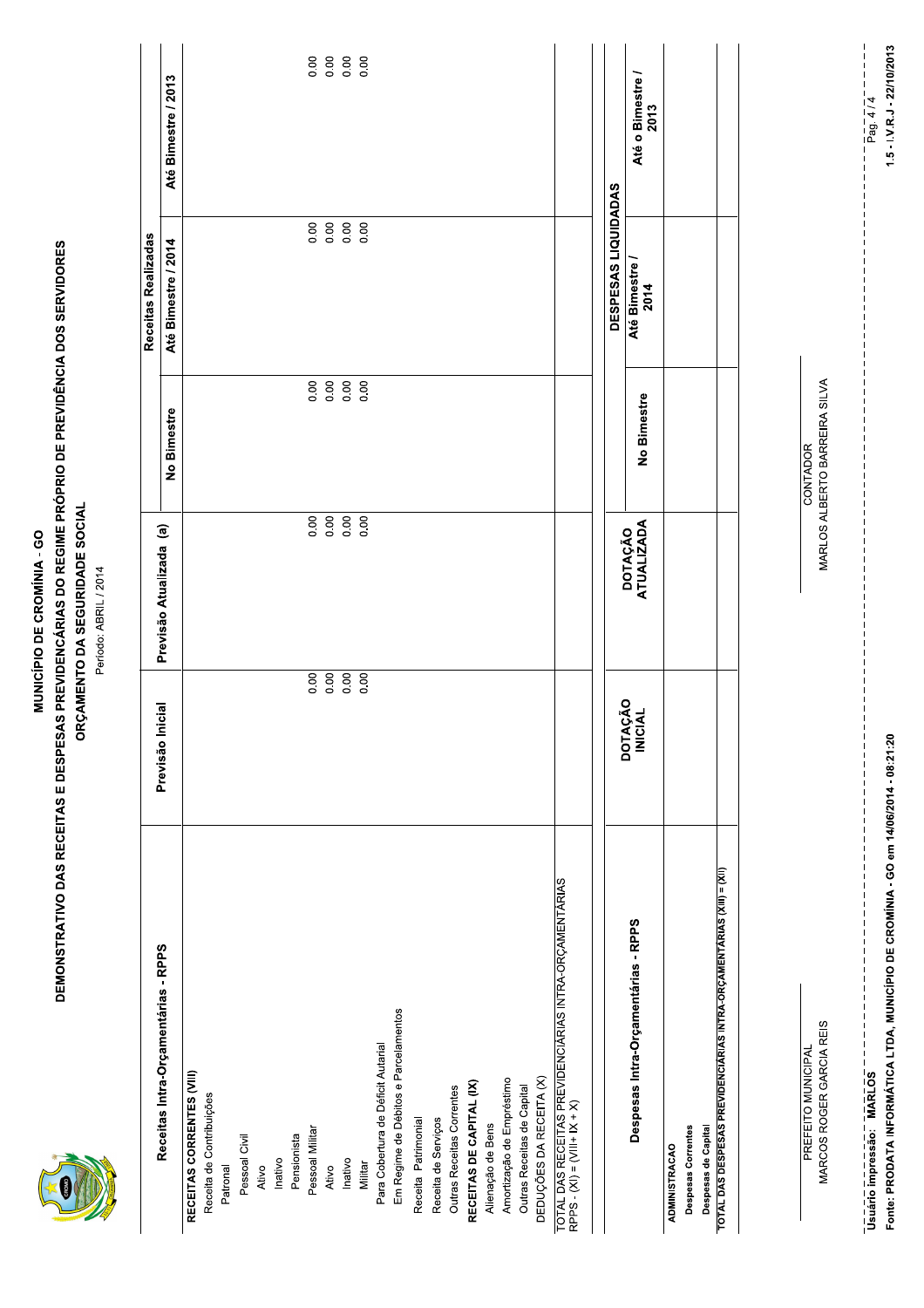# MUNICÍPIO DE CROMÍNIA - GO

## DEMONSTRATIVO DAS RECEITAS E DESPESAS PREVIDENCIÁRIAS DO REGIME PRÓPRIO DE PREVIDÊNCIA DOS SERVIDORES

### ORÇAMENTO DA SEGURIDADE SOCIAL

Período: ABRIL / 2014

| Receitas Intra-Orçamentárias - RPPS | Previsão Inicial | Previsão Atualizada (a) | Receitas Realizadas | | |
|---|---|---|---|---|---|
| | | | No Bimestre | Até Bimestre / 2014 | Até Bimestre / 2013 |
| **RECEITAS CORRENTES (VIII)** | | | | | |
| Receita de Contribuições | | | | | |
| Patronal | | | | | |
| Pessoal Civil | | | | | |
| Ativo | | | | | |
| Inativo | | | | | |
| Pensionista | | | | | |
| Pessoal Militar | 0.00 | 0.00 | 0.00 | 0.00 | 0.00 |
| Ativo | 0.00 | 0.00 | 0.00 | 0.00 | 0.00 |
| Inativo | 0.00 | 0.00 | 0.00 | 0.00 | 0.00 |
| Militar | 0.00 | 0.00 | 0.00 | 0.00 | 0.00 |
| Para Cobertura de Déficit Autarial | | | | | |
| Em Regime de Débitos e Parcelamentos | | | | | |
| Receita Patrimonial | | | | | |
| Receita de Serviços | | | | | |
| Outras Receitas Correntes | | | | | |
| **RECEITAS DE CAPITAL (IX)** | | | | | |
| Alienação de Bens | | | | | |
| Amortização de Empréstimo | | | | | |
| Outras Receitas de Capital | | | | | |
| DEDUÇÕES DA RECEITA (X) | | | | | |
| TOTAL DAS RECEITAS PREVIDENCIÁRIAS INTRA-ORÇAMENTÁRIAS RPPS - (XI) = (VIII+ IX + X) | | | | | |

| Despesas Intra-Orçamentárias - RPPS | DOTAÇÃO INICIAL | DOTAÇÃO ATUALIZADA | DESPESAS LIQUIDADAS | | |
|---|---|---|---|---|---|
| | | | No Bimestre | Até Bimestre / 2014 | Até o Bimestre / 2013 |
| **ADMINISTRACAO** | | | | | |
| **Despesas Correntes** | | | | | |
| **Despesas de Capital** | | | | | |
| **TOTAL DAS DESPESAS PREVIDENCIÁRIAS INTRA-ORÇAMENTÁRIAS (XIII) = (XII)** | | | | | |

PREFEITO MUNICIPAL
MARCOS ROGER GARCIA REIS

CONTADOR
MARLOS ALBERTO BARREIRA SILVA

Usuário impressão: MARLOS

Fonte: PRODATA INFORMÁTICA LTDA, MUNICÍPIO DE CROMÍNIA - GO em 14/06/2014 - 08:21:20

1.5 - I.V.R.J - 22/10/2013